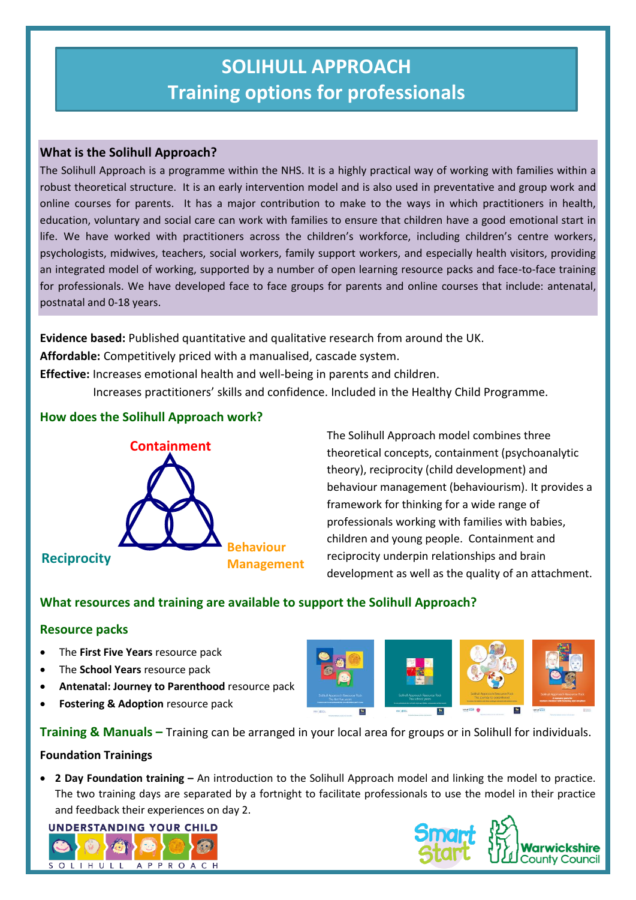# SOLIHULL APPROACH
# Training options for professionals

## What is the Solihull Approach?

The Solihull Approach is a programme within the NHS. It is a highly practical way of working with families within a robust theoretical structure. It is an early intervention model and is also used in preventative and group work and online courses for parents. It has a major contribution to make to the ways in which practitioners in health, education, voluntary and social care can work with families to ensure that children have a good emotional start in life. We have worked with practitioners across the children's workforce, including children's centre workers, psychologists, midwives, teachers, social workers, family support workers, and especially health visitors, providing an integrated model of working, supported by a number of open learning resource packs and face-to-face training for professionals. We have developed face to face groups for parents and online courses that include: antenatal, postnatal and 0-18 years.

**Evidence based:** Published quantitative and qualitative research from around the UK.

**Affordable:** Competitively priced with a manualised, cascade system.

**Effective:** Increases emotional health and well-being in parents and children.

Increases practitioners' skills and confidence. Included in the Healthy Child Programme.

## How does the Solihull Approach work?

Containment

Reciprocity

Behaviour Management

The Solihull Approach model combines three theoretical concepts, containment (psychoanalytic theory), reciprocity (child development) and behaviour management (behaviourism). It provides a framework for thinking for a wide range of professionals working with families with babies, children and young people. Containment and reciprocity underpin relationships and brain development as well as the quality of an attachment.

## What resources and training are available to support the Solihull Approach?

### Resource packs

- The **First Five Years** resource pack
- The **School Years** resource pack
- **Antenatal: Journey to Parenthood** resource pack
- **Fostering & Adoption** resource pack

### Training & Manuals – Training can be arranged in your local area for groups or in Solihull for individuals.

**Foundation Trainings**

- **2 Day Foundation training –** An introduction to the Solihull Approach model and linking the model to practice. The two training days are separated by a fortnight to facilitate professionals to use the model in their practice and feedback their experiences on day 2.

UNDERSTANDING YOUR CHILD SOLIHULL APPROACH

Smart Start Warwickshire County Council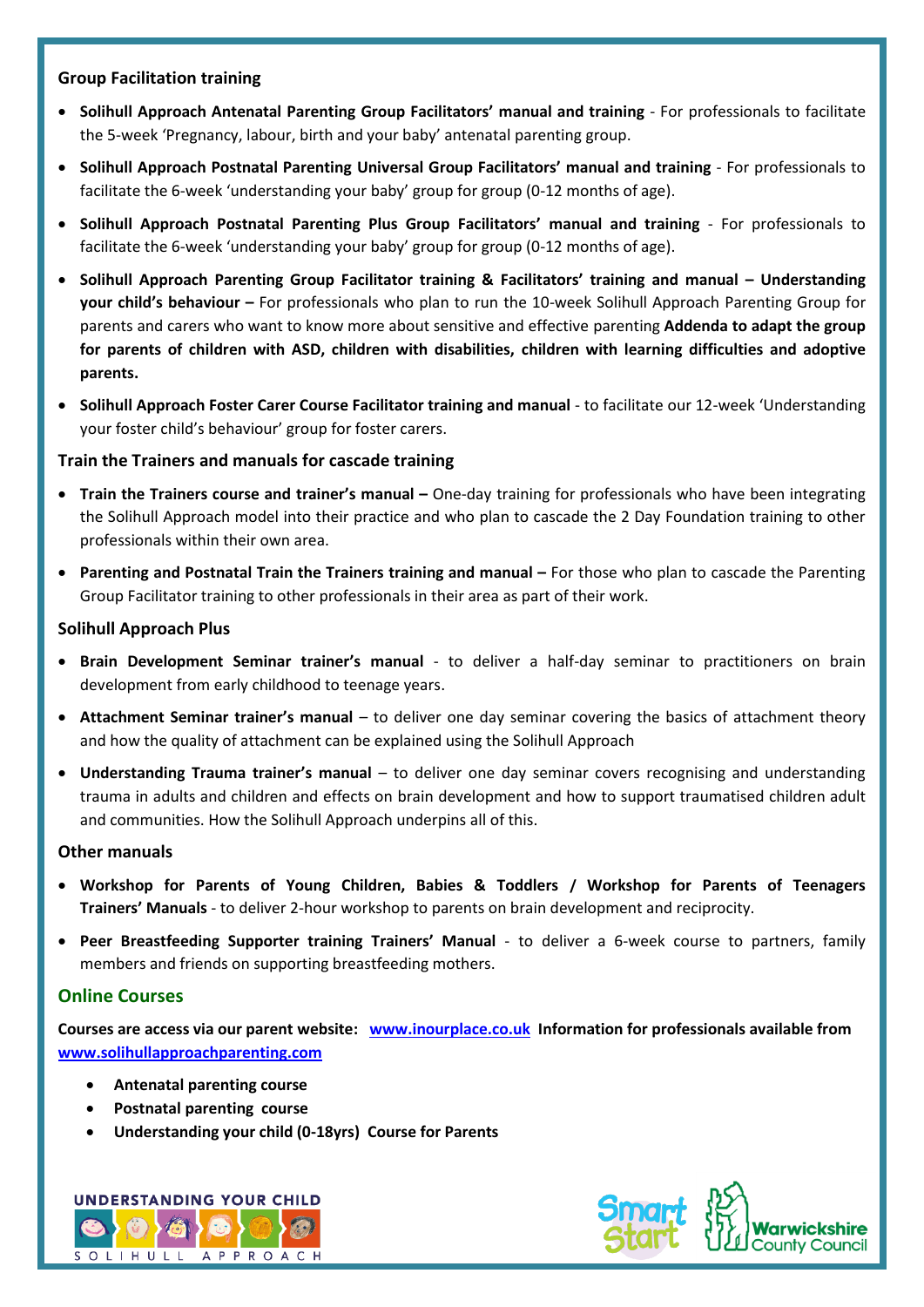### Group Facilitation training

- **Solihull Approach Antenatal Parenting Group Facilitators' manual and training** - For professionals to facilitate the 5-week 'Pregnancy, labour, birth and your baby' antenatal parenting group.
- **Solihull Approach Postnatal Parenting Universal Group Facilitators' manual and training** - For professionals to facilitate the 6-week 'understanding your baby' group for group (0-12 months of age).
- **Solihull Approach Postnatal Parenting Plus Group Facilitators' manual and training** - For professionals to facilitate the 6-week 'understanding your baby' group for group (0-12 months of age).
- **Solihull Approach Parenting Group Facilitator training & Facilitators' training and manual – Understanding your child's behaviour –** For professionals who plan to run the 10-week Solihull Approach Parenting Group for parents and carers who want to know more about sensitive and effective parenting **Addenda to adapt the group for parents of children with ASD, children with disabilities, children with learning difficulties and adoptive parents.**
- **Solihull Approach Foster Carer Course Facilitator training and manual** - to facilitate our 12-week 'Understanding your foster child's behaviour' group for foster carers.

### Train the Trainers and manuals for cascade training

- **Train the Trainers course and trainer's manual –** One-day training for professionals who have been integrating the Solihull Approach model into their practice and who plan to cascade the 2 Day Foundation training to other professionals within their own area.
- **Parenting and Postnatal Train the Trainers training and manual –** For those who plan to cascade the Parenting Group Facilitator training to other professionals in their area as part of their work.

### Solihull Approach Plus

- **Brain Development Seminar trainer's manual** - to deliver a half-day seminar to practitioners on brain development from early childhood to teenage years.
- **Attachment Seminar trainer's manual** – to deliver one day seminar covering the basics of attachment theory and how the quality of attachment can be explained using the Solihull Approach
- **Understanding Trauma trainer's manual** – to deliver one day seminar covers recognising and understanding trauma in adults and children and effects on brain development and how to support traumatised children adult and communities. How the Solihull Approach underpins all of this.

### Other manuals

- **Workshop for Parents of Young Children, Babies & Toddlers / Workshop for Parents of Teenagers Trainers' Manuals** - to deliver 2-hour workshop to parents on brain development and reciprocity.
- **Peer Breastfeeding Supporter training Trainers' Manual** - to deliver a 6-week course to partners, family members and friends on supporting breastfeeding mothers.

## Online Courses

**Courses are access via our parent website: [www.inourplace.co.uk](http://www.inourplace.co.uk) Information for professionals available from [www.solihullapproachparenting.com](http://www.solihullapproachparenting.com)**

- **Antenatal parenting course**
- **Postnatal parenting course**
- **Understanding your child (0-18yrs) Course for Parents**

UNDERSTANDING YOUR CHILD
SOLIHULL APPROACH

Smart Start
Warwickshire County Council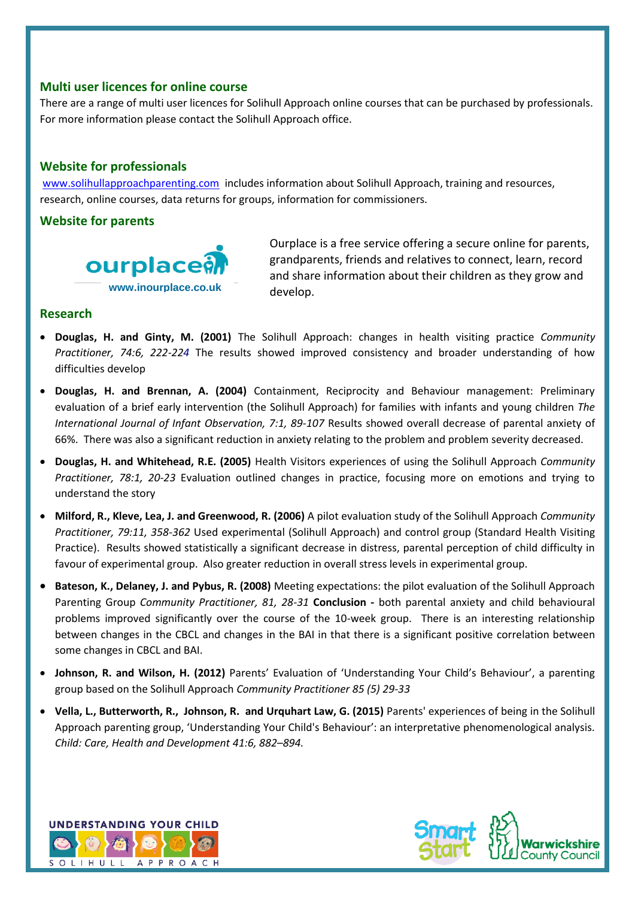## Multi user licences for online course

There are a range of multi user licences for Solihull Approach online courses that can be purchased by professionals. For more information please contact the Solihull Approach office.

## Website for professionals

www.solihullapproachparenting.com includes information about Solihull Approach, training and resources, research, online courses, data returns for groups, information for commissioners.

## Website for parents

ourplace
www.inourplace.co.uk

Ourplace is a free service offering a secure online for parents, grandparents, friends and relatives to connect, learn, record and share information about their children as they grow and develop.

## Research

- **Douglas, H. and Ginty, M. (2001)** The Solihull Approach: changes in health visiting practice *Community Practitioner, 74:6, 222-224* The results showed improved consistency and broader understanding of how difficulties develop
- **Douglas, H. and Brennan, A. (2004)** Containment, Reciprocity and Behaviour management: Preliminary evaluation of a brief early intervention (the Solihull Approach) for families with infants and young children *The International Journal of Infant Observation, 7:1, 89-107* Results showed overall decrease of parental anxiety of 66%. There was also a significant reduction in anxiety relating to the problem and problem severity decreased.
- **Douglas, H. and Whitehead, R.E. (2005)** Health Visitors experiences of using the Solihull Approach *Community Practitioner, 78:1, 20-23* Evaluation outlined changes in practice, focusing more on emotions and trying to understand the story
- **Milford, R., Kleve, Lea, J. and Greenwood, R. (2006)** A pilot evaluation study of the Solihull Approach *Community Practitioner, 79:11, 358-362* Used experimental (Solihull Approach) and control group (Standard Health Visiting Practice). Results showed statistically a significant decrease in distress, parental perception of child difficulty in favour of experimental group. Also greater reduction in overall stress levels in experimental group.
- **Bateson, K., Delaney, J. and Pybus, R. (2008)** Meeting expectations: the pilot evaluation of the Solihull Approach Parenting Group *Community Practitioner, 81, 28-31* **Conclusion -** both parental anxiety and child behavioural problems improved significantly over the course of the 10-week group. There is an interesting relationship between changes in the CBCL and changes in the BAI in that there is a significant positive correlation between some changes in CBCL and BAI.
- **Johnson, R. and Wilson, H. (2012)** Parents' Evaluation of 'Understanding Your Child's Behaviour', a parenting group based on the Solihull Approach *Community Practitioner 85 (5) 29-33*
- **Vella, L., Butterworth, R., Johnson, R. and Urquhart Law, G. (2015)** Parents' experiences of being in the Solihull Approach parenting group, 'Understanding Your Child's Behaviour': an interpretative phenomenological analysis. *Child: Care, Health and Development 41:6, 882–894.*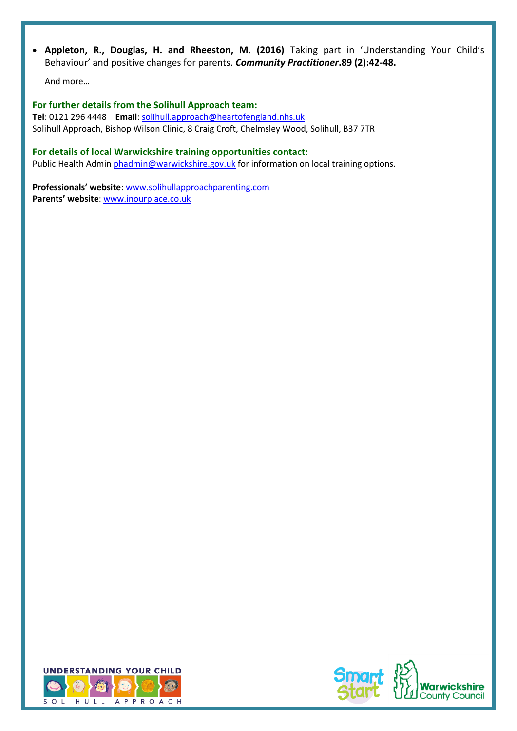- **Appleton, R., Douglas, H. and Rheeston, M. (2016)** Taking part in 'Understanding Your Child's Behaviour' and positive changes for parents. ***Community Practitioner*.89 (2):42-48.**

  And more…

### For further details from the Solihull Approach team:

**Tel**: 0121 296 4448  **Email**: solihull.approach@heartofengland.nhs.uk
Solihull Approach, Bishop Wilson Clinic, 8 Craig Croft, Chelmsley Wood, Solihull, B37 7TR

### For details of local Warwickshire training opportunities contact:

Public Health Admin phadmin@warwickshire.gov.uk for information on local training options.

**Professionals' website**: www.solihullapproachparenting.com
**Parents' website**: www.inourplace.co.uk

UNDERSTANDING YOUR CHILD
SOLIHULL APPROACH

Smart Start
Warwickshire County Council